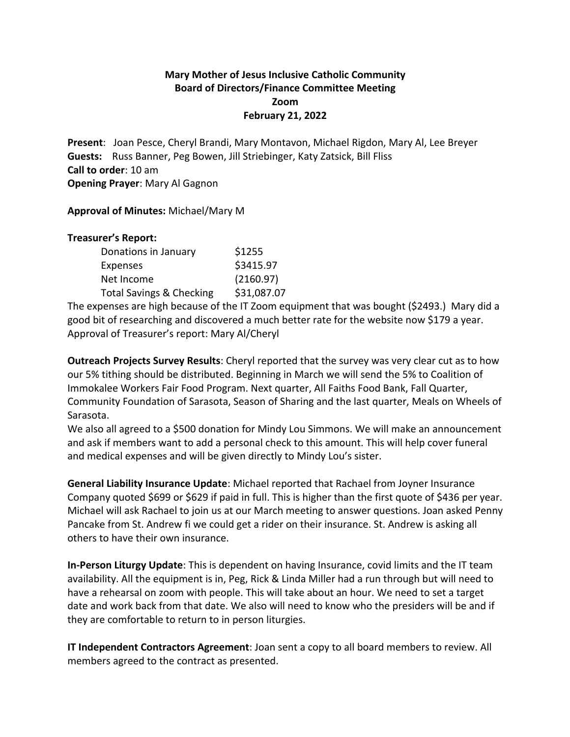**Mary Mother of Jesus Inclusive Catholic Community**
**Board of Directors/Finance Committee Meeting**
**Zoom**
**February 21, 2022**

**Present**: Joan Pesce, Cheryl Brandi, Mary Montavon, Michael Rigdon, Mary Al, Lee Breyer
**Guests:** Russ Banner, Peg Bowen, Jill Striebinger, Katy Zatsick, Bill Fliss
**Call to order**: 10 am
**Opening Prayer**: Mary Al Gagnon

**Approval of Minutes:** Michael/Mary M

**Treasurer's Report:**

| | |
|---|---|
| Donations in January | \$1255 |
| Expenses | \$3415.97 |
| Net Income | (2160.97) |
| Total Savings & Checking | \$31,087.07 |

The expenses are high because of the IT Zoom equipment that was bought (\$2493.) Mary did a good bit of researching and discovered a much better rate for the website now \$179 a year.
Approval of Treasurer's report: Mary Al/Cheryl

**Outreach Projects Survey Results**: Cheryl reported that the survey was very clear cut as to how our 5% tithing should be distributed. Beginning in March we will send the 5% to Coalition of Immokalee Workers Fair Food Program. Next quarter, All Faiths Food Bank, Fall Quarter, Community Foundation of Sarasota, Season of Sharing and the last quarter, Meals on Wheels of Sarasota.
We also all agreed to a \$500 donation for Mindy Lou Simmons. We will make an announcement and ask if members want to add a personal check to this amount. This will help cover funeral and medical expenses and will be given directly to Mindy Lou's sister.

**General Liability Insurance Update**: Michael reported that Rachael from Joyner Insurance Company quoted \$699 or \$629 if paid in full. This is higher than the first quote of \$436 per year. Michael will ask Rachael to join us at our March meeting to answer questions. Joan asked Penny Pancake from St. Andrew fi we could get a rider on their insurance. St. Andrew is asking all others to have their own insurance.

**In-Person Liturgy Update**: This is dependent on having Insurance, covid limits and the IT team availability. All the equipment is in, Peg, Rick & Linda Miller had a run through but will need to have a rehearsal on zoom with people. This will take about an hour. We need to set a target date and work back from that date. We also will need to know who the presiders will be and if they are comfortable to return to in person liturgies.

**IT Independent Contractors Agreement**: Joan sent a copy to all board members to review. All members agreed to the contract as presented.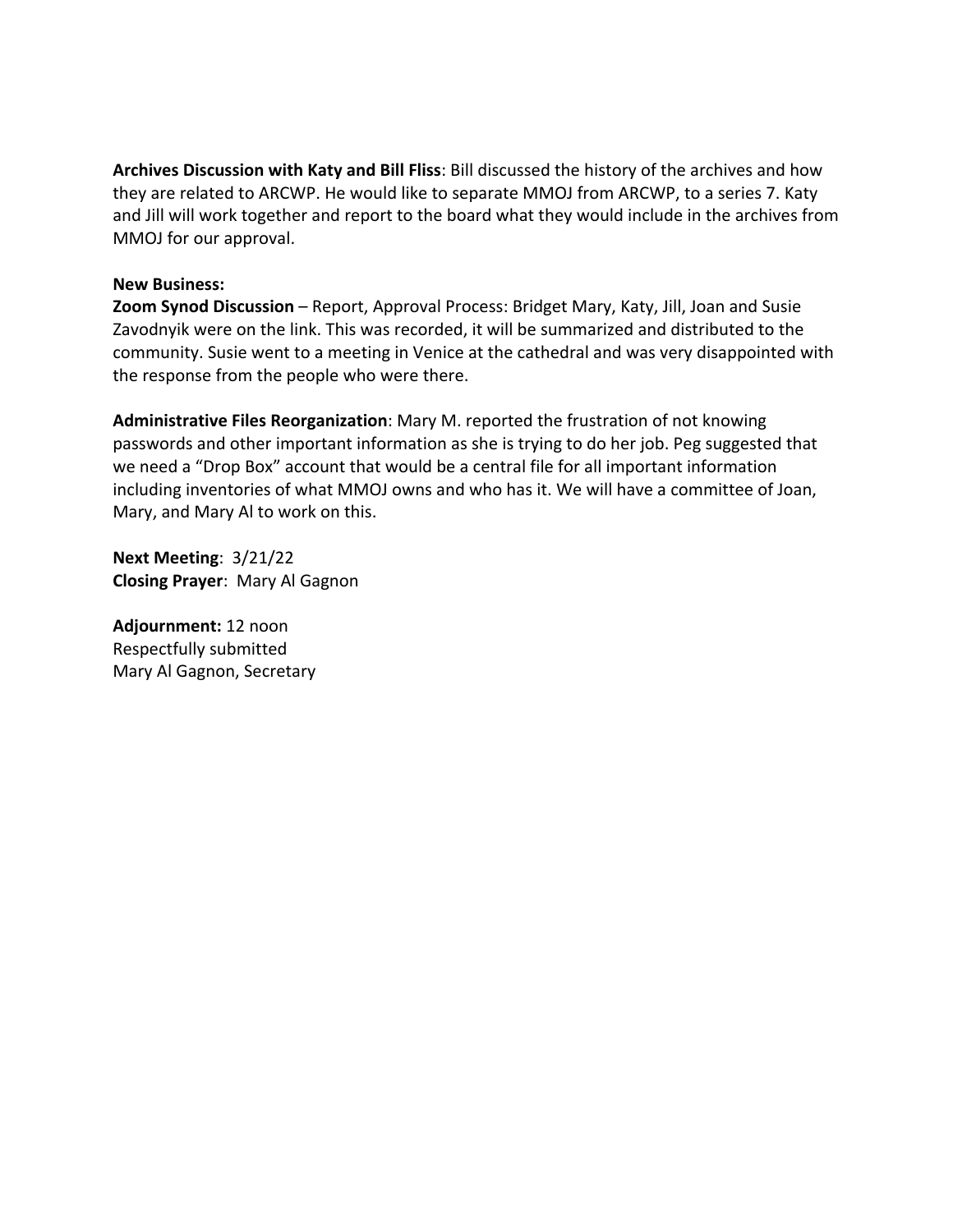**Archives Discussion with Katy and Bill Fliss**: Bill discussed the history of the archives and how they are related to ARCWP. He would like to separate MMOJ from ARCWP, to a series 7. Katy and Jill will work together and report to the board what they would include in the archives from MMOJ for our approval.

**New Business:**

**Zoom Synod Discussion** – Report, Approval Process: Bridget Mary, Katy, Jill, Joan and Susie Zavodnyik were on the link. This was recorded, it will be summarized and distributed to the community. Susie went to a meeting in Venice at the cathedral and was very disappointed with the response from the people who were there.

**Administrative Files Reorganization**: Mary M. reported the frustration of not knowing passwords and other important information as she is trying to do her job. Peg suggested that we need a "Drop Box" account that would be a central file for all important information including inventories of what MMOJ owns and who has it. We will have a committee of Joan, Mary, and Mary Al to work on this.

**Next Meeting**: 3/21/22
**Closing Prayer**: Mary Al Gagnon

**Adjournment:** 12 noon
Respectfully submitted
Mary Al Gagnon, Secretary